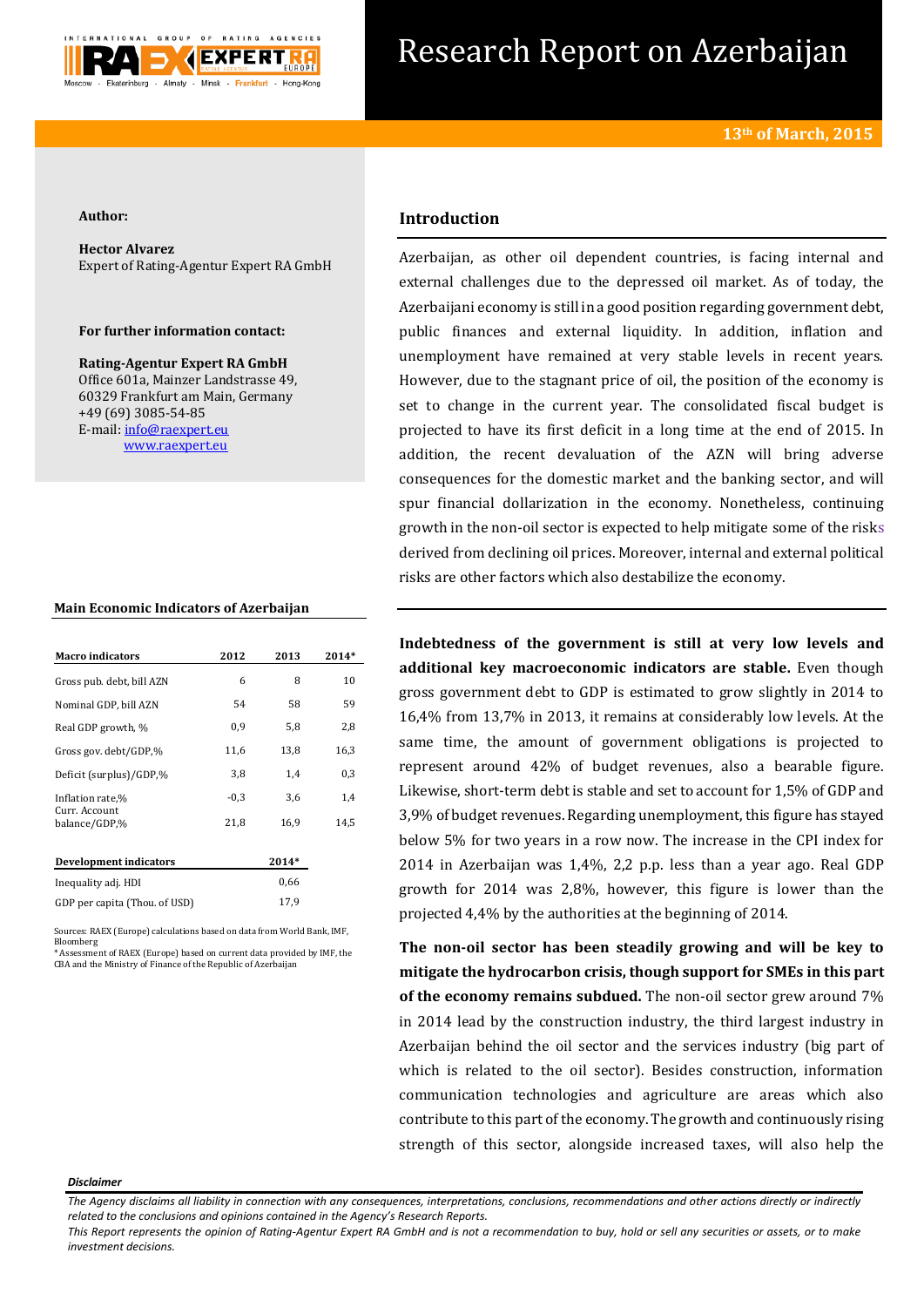# Research Report on Azerbaijan

**13th of March, 2015**

**Author:**

**Hector Alvarez**
Expert of Rating-Agentur Expert RA GmbH

**For further information contact:**

**Rating-Agentur Expert RA GmbH**
Office 601a, Mainzer Landstrasse 49,
60329 Frankfurt am Main, Germany
+49 (69) 3085-54-85
E-mail: info@raexpert.eu
www.raexpert.eu

## Introduction

Azerbaijan, as other oil dependent countries, is facing internal and external challenges due to the depressed oil market. As of today, the Azerbaijani economy is still in a good position regarding government debt, public finances and external liquidity. In addition, inflation and unemployment have remained at very stable levels in recent years. However, due to the stagnant price of oil, the position of the economy is set to change in the current year. The consolidated fiscal budget is projected to have its first deficit in a long time at the end of 2015. In addition, the recent devaluation of the AZN will bring adverse consequences for the domestic market and the banking sector, and will spur financial dollarization in the economy. Nonetheless, continuing growth in the non-oil sector is expected to help mitigate some of the risks derived from declining oil prices. Moreover, internal and external political risks are other factors which also destabilize the economy.

### Main Economic Indicators of Azerbaijan

| Macro indicators | 2012 | 2013 | 2014* |
|---|---|---|---|
| Gross pub. debt, bill AZN | 6 | 8 | 10 |
| Nominal GDP, bill AZN | 54 | 58 | 59 |
| Real GDP growth, % | 0,9 | 5,8 | 2,8 |
| Gross gov. debt/GDP,% | 11,6 | 13,8 | 16,3 |
| Deficit (surplus)/GDP,% | 3,8 | 1,4 | 0,3 |
| Inflation rate,% | -0,3 | 3,6 | 1,4 |
| Curr. Account balance/GDP,% | 21,8 | 16,9 | 14,5 |

| Development indicators | 2014* |
|---|---|
| Inequality adj. HDI | 0,66 |
| GDP per capita (Thou. of USD) | 17,9 |

Sources: RAEX (Europe) calculations based on data from World Bank, IMF, Bloomberg
*Assessment of RAEX (Europe) based on current data provided by IMF, the CBA and the Ministry of Finance of the Republic of Azerbaijan

**Indebtedness of the government is still at very low levels and additional key macroeconomic indicators are stable.** Even though gross government debt to GDP is estimated to grow slightly in 2014 to 16,4% from 13,7% in 2013, it remains at considerably low levels. At the same time, the amount of government obligations is projected to represent around 42% of budget revenues, also a bearable figure. Likewise, short-term debt is stable and set to account for 1,5% of GDP and 3,9% of budget revenues. Regarding unemployment, this figure has stayed below 5% for two years in a row now. The increase in the CPI index for 2014 in Azerbaijan was 1,4%, 2,2 p.p. less than a year ago. Real GDP growth for 2014 was 2,8%, however, this figure is lower than the projected 4,4% by the authorities at the beginning of 2014.

**The non-oil sector has been steadily growing and will be key to mitigate the hydrocarbon crisis, though support for SMEs in this part of the economy remains subdued.** The non-oil sector grew around 7% in 2014 lead by the construction industry, the third largest industry in Azerbaijan behind the oil sector and the services industry (big part of which is related to the oil sector). Besides construction, information communication technologies and agriculture are areas which also contribute to this part of the economy. The growth and continuously rising strength of this sector, alongside increased taxes, will also help the

***Disclaimer***

*The Agency disclaims all liability in connection with any consequences, interpretations, conclusions, recommendations and other actions directly or indirectly related to the conclusions and opinions contained in the Agency's Research Reports.*
*This Report represents the opinion of Rating-Agentur Expert RA GmbH and is not a recommendation to buy, hold or sell any securities or assets, or to make investment decisions.*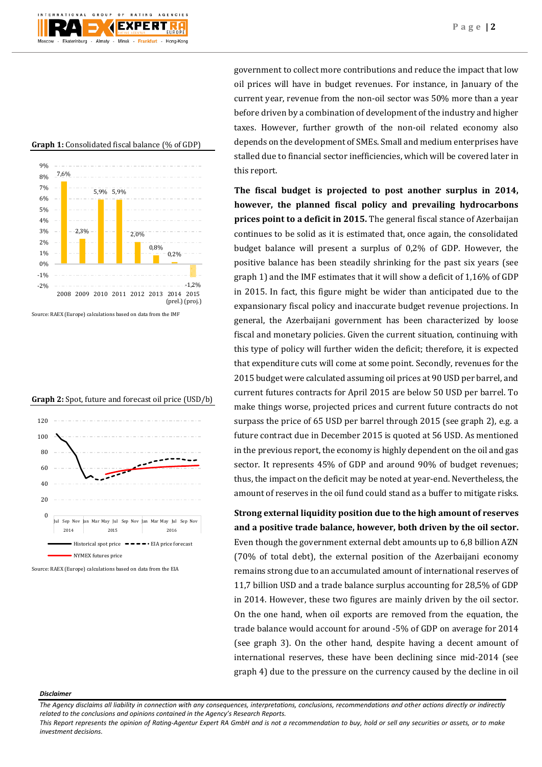**Graph 1:** Consolidated fiscal balance (% of GDP)

9%
8%
7%
6%
5%
4%
3%
2%
1%
0%
-1%
-2%

7,6%
2,3%
5,9%
5,9%
2,0%
0,8%
0,2%
-1,2%

2008 2009 2010 2011 2012 2013 2014 (prel.) 2015 (proj.)

Source: RAEX (Europe) calculations based on data from the IMF

**Graph 2:** Spot, future and forecast oil price (USD/b)

120
100
80
60
40
20
0

Jul Sep Nov Jan Mar May Jul Sep Nov Jan Mar May Jul Sep Nov
2014 2015 2016

Historical spot price
EIA price forecast
NYMEX futures price

Source: RAEX (Europe) calculations based on data from the EIA

government to collect more contributions and reduce the impact that low oil prices will have in budget revenues. For instance, in January of the current year, revenue from the non-oil sector was 50% more than a year before driven by a combination of development of the industry and higher taxes. However, further growth of the non-oil related economy also depends on the development of SMEs. Small and medium enterprises have stalled due to financial sector inefficiencies, which will be covered later in this report.

**The fiscal budget is projected to post another surplus in 2014, however, the planned fiscal policy and prevailing hydrocarbons prices point to a deficit in 2015.** The general fiscal stance of Azerbaijan continues to be solid as it is estimated that, once again, the consolidated budget balance will present a surplus of 0,2% of GDP. However, the positive balance has been steadily shrinking for the past six years (see graph 1) and the IMF estimates that it will show a deficit of 1,16% of GDP in 2015. In fact, this figure might be wider than anticipated due to the expansionary fiscal policy and inaccurate budget revenue projections. In general, the Azerbaijani government has been characterized by loose fiscal and monetary policies. Given the current situation, continuing with this type of policy will further widen the deficit; therefore, it is expected that expenditure cuts will come at some point. Secondly, revenues for the 2015 budget were calculated assuming oil prices at 90 USD per barrel, and current futures contracts for April 2015 are below 50 USD per barrel. To make things worse, projected prices and current future contracts do not surpass the price of 65 USD per barrel through 2015 (see graph 2), e.g. a future contract due in December 2015 is quoted at 56 USD. As mentioned in the previous report, the economy is highly dependent on the oil and gas sector. It represents 45% of GDP and around 90% of budget revenues; thus, the impact on the deficit may be noted at year-end. Nevertheless, the amount of reserves in the oil fund could stand as a buffer to mitigate risks.

**Strong external liquidity position due to the high amount of reserves and a positive trade balance, however, both driven by the oil sector.** Even though the government external debt amounts up to 6,8 billion AZN (70% of total debt), the external position of the Azerbaijani economy remains strong due to an accumulated amount of international reserves of 11,7 billion USD and a trade balance surplus accounting for 28,5% of GDP in 2014. However, these two figures are mainly driven by the oil sector. On the one hand, when oil exports are removed from the equation, the trade balance would account for around -5% of GDP on average for 2014 (see graph 3). On the other hand, despite having a decent amount of international reserves, these have been declining since mid-2014 (see graph 4) due to the pressure on the currency caused by the decline in oil

***Disclaimer***

*The Agency disclaims all liability in connection with any consequences, interpretations, conclusions, recommendations and other actions directly or indirectly related to the conclusions and opinions contained in the Agency's Research Reports.*
*This Report represents the opinion of Rating-Agentur Expert RA GmbH and is not a recommendation to buy, hold or sell any securities or assets, or to make investment decisions.*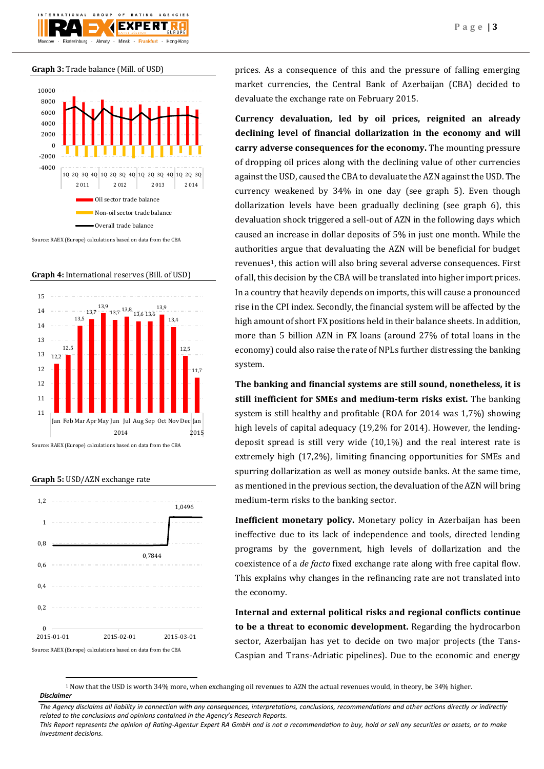**Graph 3:** Trade balance (Mill. of USD)

10000
8000
6000
4000
2000
0
-2000
-4000

1Q 2Q 3Q 4Q 1Q 2Q 3Q 4Q 1Q 2Q 3Q 4Q 1Q 2Q 3Q
2011 2012 2013 2014

Oil sector trade balance
Non-oil sector trade balance
Overall trade balance

Source: RAEX (Europe) calculations based on data from the CBA

**Graph 4:** International reserves (Bill. of USD)

15
14
14
13
13
12
12
11
11

12,2 12,5 13,5 13,7 13,9 13,7 13,8 13,6 13,6 13,9 13,4 12,5 11,7

Jan Feb Mar Apr May Jun Jul Aug Sep Oct Nov Dec Jan
2014 2015

Source: RAEX (Europe) calculations based on data from the CBA

**Graph 5:** USD/AZN exchange rate

1,2
1
0,8
0,6
0,4
0,2
0

1,0496
0,7844

2015-01-01 2015-02-01 2015-03-01

Source: RAEX (Europe) calculations based on data from the CBA

prices. As a consequence of this and the pressure of falling emerging market currencies, the Central Bank of Azerbaijan (CBA) decided to devaluate the exchange rate on February 2015.

**Currency devaluation, led by oil prices, reignited an already declining level of financial dollarization in the economy and will carry adverse consequences for the economy.** The mounting pressure of dropping oil prices along with the declining value of other currencies against the USD, caused the CBA to devaluate the AZN against the USD. The currency weakened by 34% in one day (see graph 5). Even though dollarization levels have been gradually declining (see graph 6), this devaluation shock triggered a sell-out of AZN in the following days which caused an increase in dollar deposits of 5% in just one month. While the authorities argue that devaluating the AZN will be beneficial for budget revenues[1], this action will also bring several adverse consequences. First of all, this decision by the CBA will be translated into higher import prices. In a country that heavily depends on imports, this will cause a pronounced rise in the CPI index. Secondly, the financial system will be affected by the high amount of short FX positions held in their balance sheets. In addition, more than 5 billion AZN in FX loans (around 27% of total loans in the economy) could also raise the rate of NPLs further distressing the banking system.

**The banking and financial systems are still sound, nonetheless, it is still inefficient for SMEs and medium-term risks exist.** The banking system is still healthy and profitable (ROA for 2014 was 1,7%) showing high levels of capital adequacy (19,2% for 2014). However, the lending-deposit spread is still very wide (10,1%) and the real interest rate is extremely high (17,2%), limiting financing opportunities for SMEs and spurring dollarization as well as money outside banks. At the same time, as mentioned in the previous section, the devaluation of the AZN will bring medium-term risks to the banking sector.

**Inefficient monetary policy.** Monetary policy in Azerbaijan has been ineffective due to its lack of independence and tools, directed lending programs by the government, high levels of dollarization and the coexistence of a *de facto* fixed exchange rate along with free capital flow. This explains why changes in the refinancing rate are not translated into the economy.

**Internal and external political risks and regional conflicts continue to be a threat to economic development.** Regarding the hydrocarbon sector, Azerbaijan has yet to decide on two major projects (the Tans-Caspian and Trans-Adriatic pipelines). Due to the economic and energy

[1] Now that the USD is worth 34% more, when exchanging oil revenues to AZN the actual revenues would, in theory, be 34% higher.

***Disclaimer***

*The Agency disclaims all liability in connection with any consequences, interpretations, conclusions, recommendations and other actions directly or indirectly related to the conclusions and opinions contained in the Agency's Research Reports.*
*This Report represents the opinion of Rating-Agentur Expert RA GmbH and is not a recommendation to buy, hold or sell any securities or assets, or to make investment decisions.*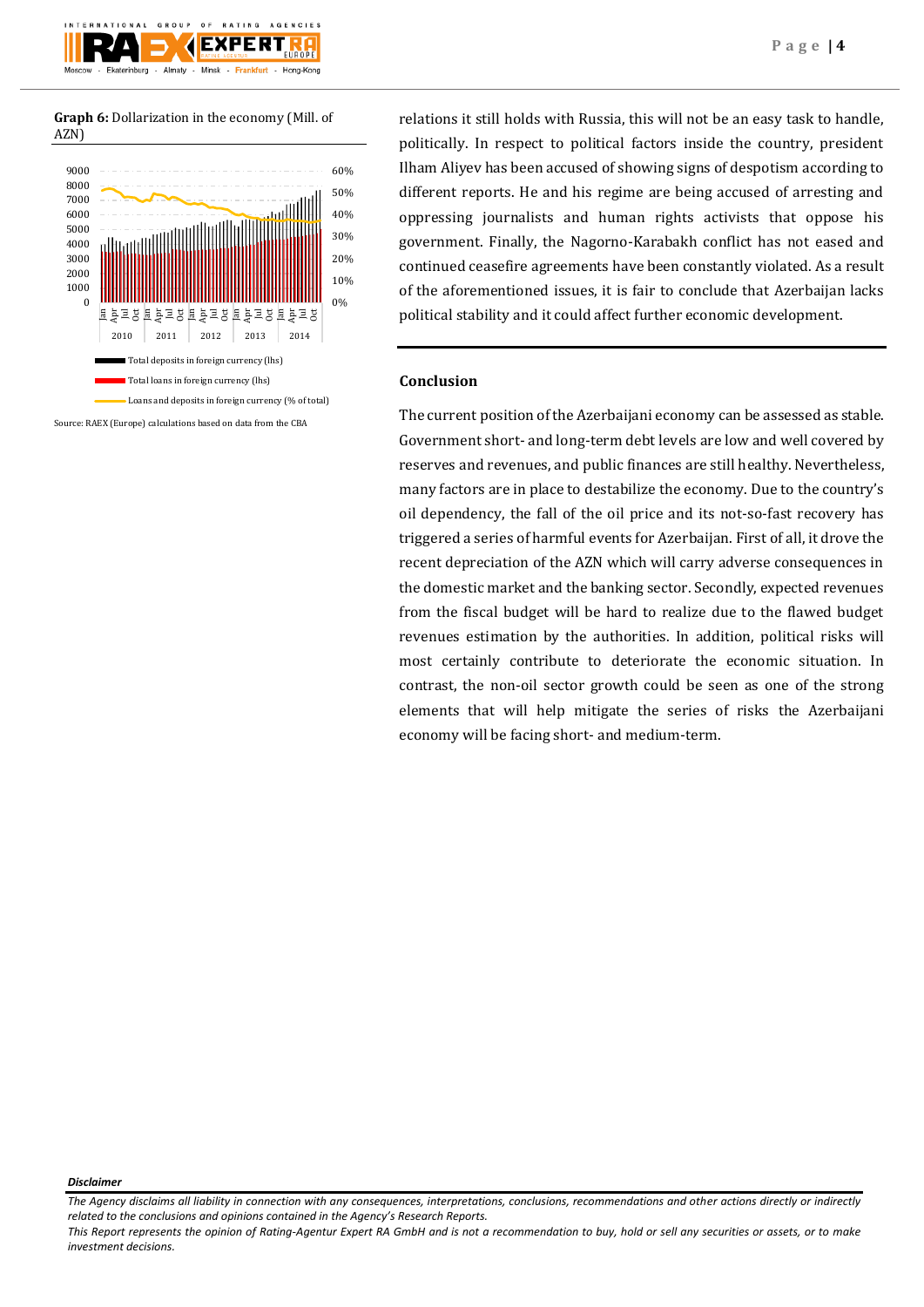**Graph 6:** Dollarization in the economy (Mill. of AZN)

9000
8000
7000
6000
5000
4000
3000
2000
1000
0

60%
50%
40%
30%
20%
10%
0%

Jan Apr Jul Oct Jan Apr Jul Oct Jan Apr Jul Oct Jan Apr Jul Oct Jan Apr Jul Oct

2010 2011 2012 2013 2014

Total deposits in foreign currency (lhs)

Total loans in foreign currency (lhs)

Loans and deposits in foreign currency (% of total)

Source: RAEX (Europe) calculations based on data from the CBA

relations it still holds with Russia, this will not be an easy task to handle, politically. In respect to political factors inside the country, president Ilham Aliyev has been accused of showing signs of despotism according to different reports. He and his regime are being accused of arresting and oppressing journalists and human rights activists that oppose his government. Finally, the Nagorno-Karabakh conflict has not eased and continued ceasefire agreements have been constantly violated. As a result of the aforementioned issues, it is fair to conclude that Azerbaijan lacks political stability and it could affect further economic development.

## Conclusion

The current position of the Azerbaijani economy can be assessed as stable. Government short- and long-term debt levels are low and well covered by reserves and revenues, and public finances are still healthy. Nevertheless, many factors are in place to destabilize the economy. Due to the country's oil dependency, the fall of the oil price and its not-so-fast recovery has triggered a series of harmful events for Azerbaijan. First of all, it drove the recent depreciation of the AZN which will carry adverse consequences in the domestic market and the banking sector. Secondly, expected revenues from the fiscal budget will be hard to realize due to the flawed budget revenues estimation by the authorities. In addition, political risks will most certainly contribute to deteriorate the economic situation. In contrast, the non-oil sector growth could be seen as one of the strong elements that will help mitigate the series of risks the Azerbaijani economy will be facing short- and medium-term.

***Disclaimer***

*The Agency disclaims all liability in connection with any consequences, interpretations, conclusions, recommendations and other actions directly or indirectly related to the conclusions and opinions contained in the Agency's Research Reports.*
*This Report represents the opinion of Rating-Agentur Expert RA GmbH and is not a recommendation to buy, hold or sell any securities or assets, or to make investment decisions.*